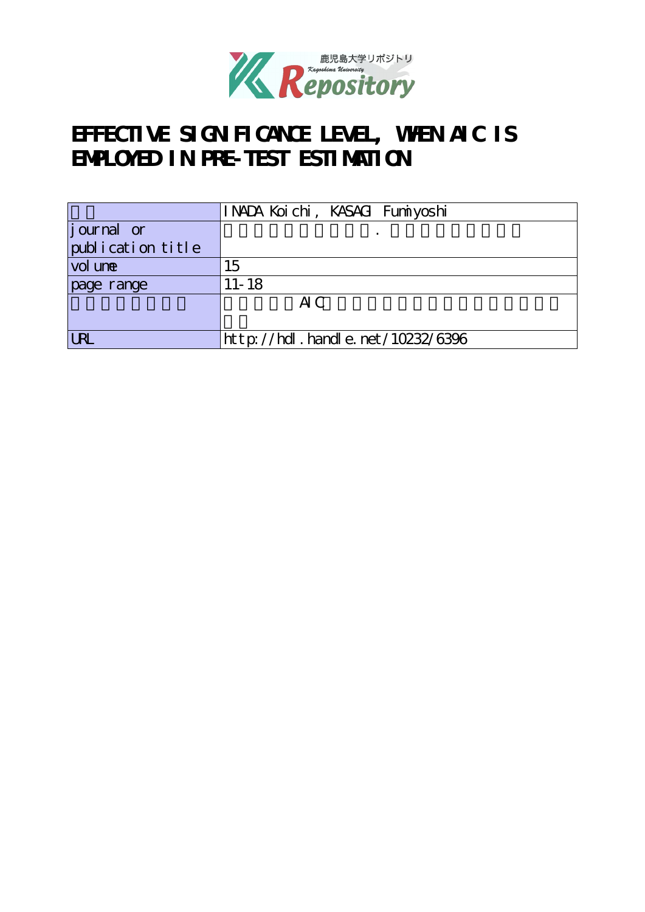# EFFECTIVE SIGNIFICANCE LEVEL, WHEN AIC IS EMPLOYED IN PRE-TEST ESTIMATION

| | |
|---|---|
| | INADA Koichi, KASAGI Fumiyoshi |
| journal or publication title | . |
| volume | 15 |
| page range | 11-18 |
| | AIC |
| URL | http://hdl.handle.net/10232/6396 |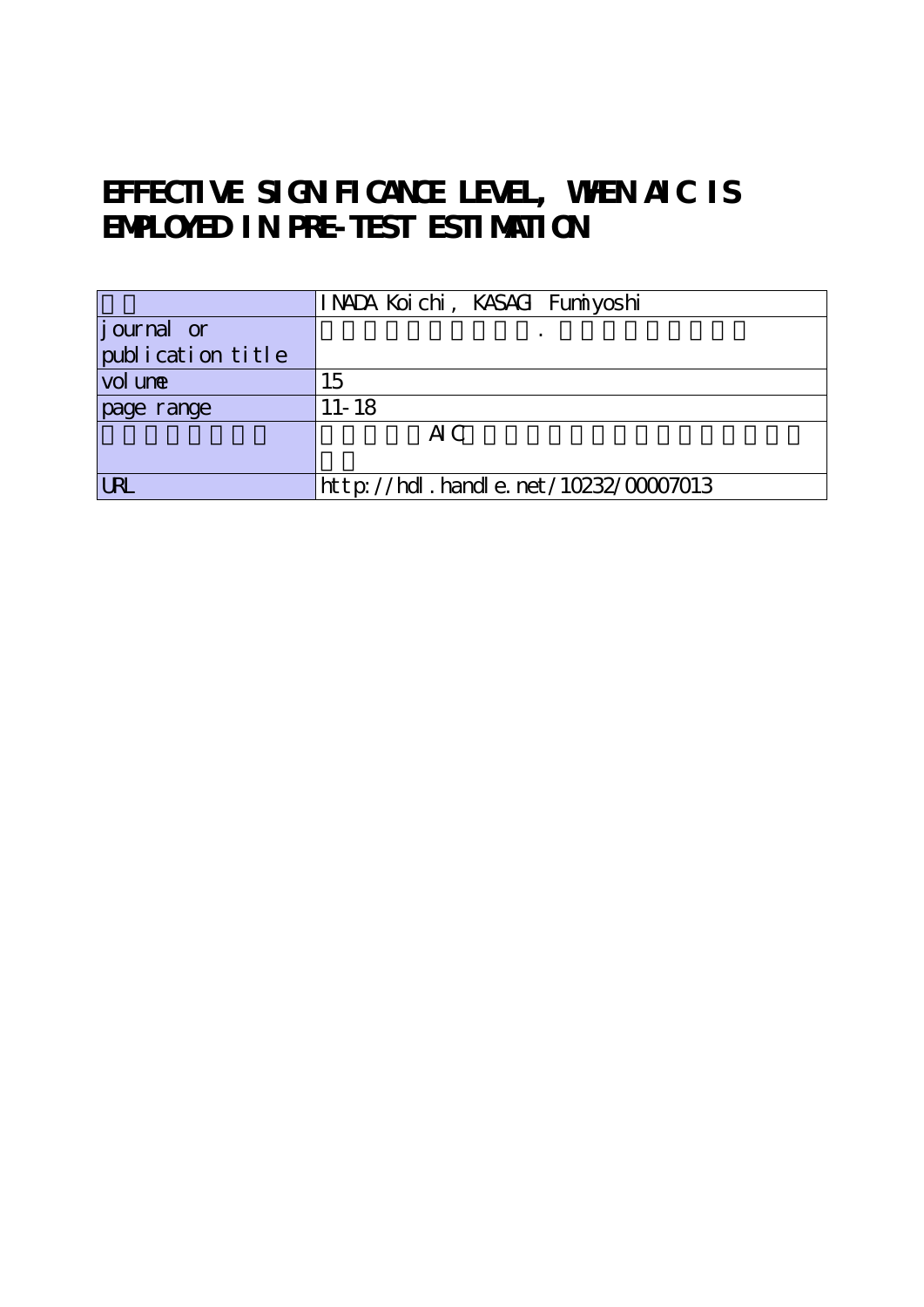# EFFECTIVE SIGNIFICANCE LEVEL, WHEN AIC IS EMPLOYED IN PRE-TEST ESTIMATION

| | |
|---|---|
| | INADA Koichi, KASAGI Fumiyoshi |
| journal or publication title | . |
| volume | 15 |
| page range | 11-18 |
| | AIC |
| URL | http://hdl.handle.net/10232/00007013 |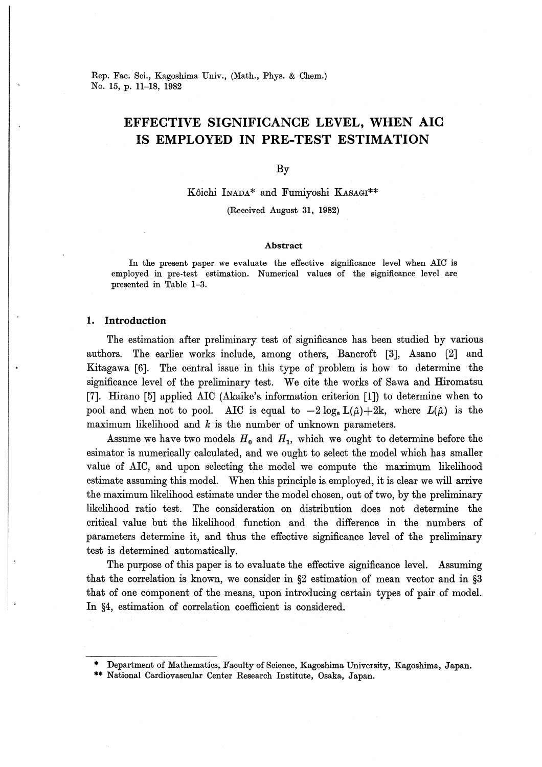# EFFECTIVE SIGNIFICANCE LEVEL, WHEN AIC IS EMPLOYED IN PRE-TEST ESTIMATION

By

Kôichi INADA* and Fumiyoshi KASAGI**

(Received August 31, 1982)

### Abstract

In the present paper we evaluate the effective significance level when AIC is employed in pre-test estimation. Numerical values of the significance level are presented in Table 1–3.

## 1. Introduction

The estimation after preliminary test of significance has been studied by various authors. The earlier works include, among others, Bancroft [3], Asano [2] and Kitagawa [6]. The central issue in this type of problem is how to determine the significance level of the preliminary test. We cite the works of Sawa and Hiromatsu [7]. Hirano [5] applied AIC (Akaike's information criterion [1]) to determine when to pool and when not to pool. AIC is equal to $-2\log_e L(\hat{\mu})+2k$, where $L(\hat{\mu})$ is the maximum likelihood and $k$ is the number of unknown parameters.

Assume we have two models $H_0$ and $H_1$, which we ought to determine before the esimator is numerically calculated, and we ought to select the model which has smaller value of AIC, and upon selecting the model we compute the maximum likelihood estimate assuming this model. When this principle is employed, it is clear we will arrive the maximum likelihood estimate under the model chosen, out of two, by the preliminary likelihood ratio test. The consideration on distribution does not determine the critical value but the likelihood function and the difference in the numbers of parameters determine it, and thus the effective significance level of the preliminary test is determined automatically.

The purpose of this paper is to evaluate the effective significance level. Assuming that the correlation is known, we consider in §2 estimation of mean vector and in §3 that of one component of the means, upon introducing certain types of pair of model. In §4, estimation of correlation coefficient is considered.

---

\* Department of Mathematics, Faculty of Science, Kagoshima University, Kagoshima, Japan.

\*\* National Cardiovascular Center Research Institute, Osaka, Japan.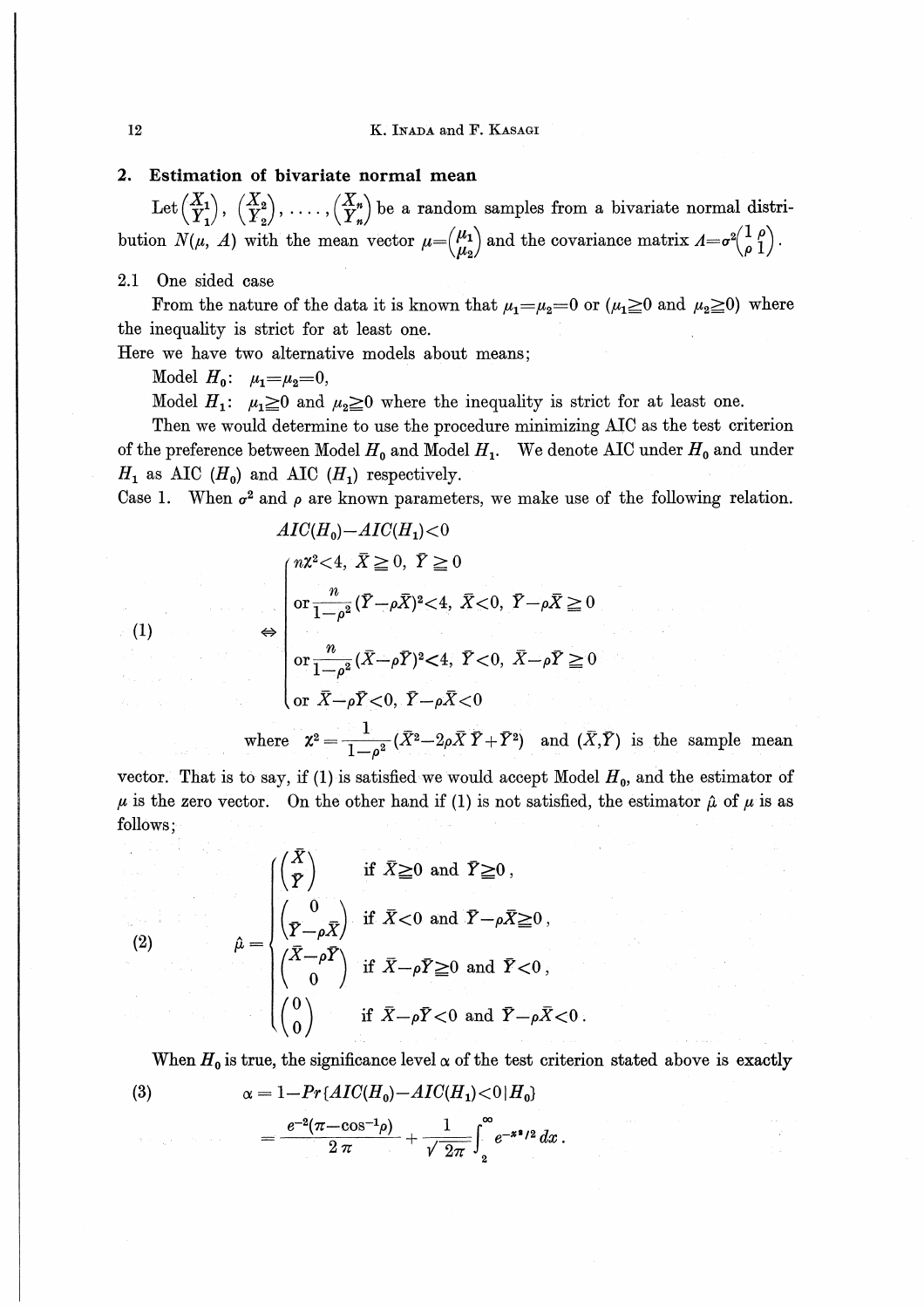## 2. Estimation of bivariate normal mean

Let $\binom{X_1}{Y_1}, \binom{X_2}{Y_2}, \ldots, \binom{X_n}{Y_n}$ be a random samples from a bivariate normal distribution $N(\mu, \Lambda)$ with the mean vector $\mu=\binom{\mu_1}{\mu_2}$ and the covariance matrix $\Lambda=\sigma^2\begin{pmatrix}1 & \rho\\ \rho & 1\end{pmatrix}$.

2.1 One sided case

From the nature of the data it is known that $\mu_1=\mu_2=0$ or ($\mu_1\geqq 0$ and $\mu_2\geqq 0$) where the inequality is strict for at least one.

Here we have two alternative models about means;

Model $H_0$: $\mu_1=\mu_2=0$,

Model $H_1$: $\mu_1\geqq 0$ and $\mu_2\geqq 0$ where the inequality is strict for at least one.

Then we would determine to use the procedure minimizing AIC as the test criterion of the preference between Model $H_0$ and Model $H_1$. We denote AIC under $H_0$ and under $H_1$ as AIC ($H_0$) and AIC ($H_1$) respectively.

Case 1. When $\sigma^2$ and $\rho$ are known parameters, we make use of the following relation.

$$AIC(H_0)-AIC(H_1)<0$$

$$\Leftrightarrow \begin{cases} n\chi^2<4,\ \bar{X}\geqq 0,\ \bar{Y}\geqq 0 \\ \text{or } \dfrac{n}{1-\rho^2}(\bar{Y}-\rho\bar{X})^2<4,\ \bar{X}<0,\ \bar{Y}-\rho\bar{X}\geqq 0 \\ \text{or } \dfrac{n}{1-\rho^2}(\bar{X}-\rho\bar{Y})^2<4,\ \bar{Y}<0,\ \bar{X}-\rho\bar{Y}\geqq 0 \\ \text{or } \bar{X}-\rho\bar{Y}<0,\ \bar{Y}-\rho\bar{X}<0 \end{cases} \tag{1}$$

where $\chi^2=\dfrac{1}{1-\rho^2}(\bar{X}^2-2\rho\bar{X}\,\bar{Y}+\bar{Y}^2)$ and $(\bar{X},\bar{Y})$ is the sample mean vector. That is to say, if (1) is satisfied we would accept Model $H_0$, and the estimator of $\mu$ is the zero vector. On the other hand if (1) is not satisfied, the estimator $\hat{\mu}$ of $\mu$ is as follows;

$$\hat{\mu}=\begin{cases} \begin{pmatrix}\bar{X}\\ \bar{Y}\end{pmatrix} & \text{if } \bar{X}\geqq 0 \text{ and } \bar{Y}\geqq 0\,, \\ \begin{pmatrix}0\\ \bar{Y}-\rho\bar{X}\end{pmatrix} & \text{if } \bar{X}<0 \text{ and } \bar{Y}-\rho\bar{X}\geqq 0\,, \\ \begin{pmatrix}\bar{X}-\rho\bar{Y}\\ 0\end{pmatrix} & \text{if } \bar{X}-\rho\bar{Y}\geqq 0 \text{ and } \bar{Y}<0\,, \\ \begin{pmatrix}0\\ 0\end{pmatrix} & \text{if } \bar{X}-\rho\bar{Y}<0 \text{ and } \bar{Y}-\rho\bar{X}<0\,. \end{cases} \tag{2}$$

When $H_0$ is true, the significance level $\alpha$ of the test criterion stated above is exactly

$$\begin{aligned} \alpha &= 1-Pr\{AIC(H_0)-AIC(H_1)<0\,|\,H_0\} \\ &= \frac{e^{-2}(\pi-\cos^{-1}\rho)}{2\pi}+\frac{1}{\sqrt{2\pi}}\int_2^\infty e^{-x^2/2}\,dx\,. \end{aligned} \tag{3}$$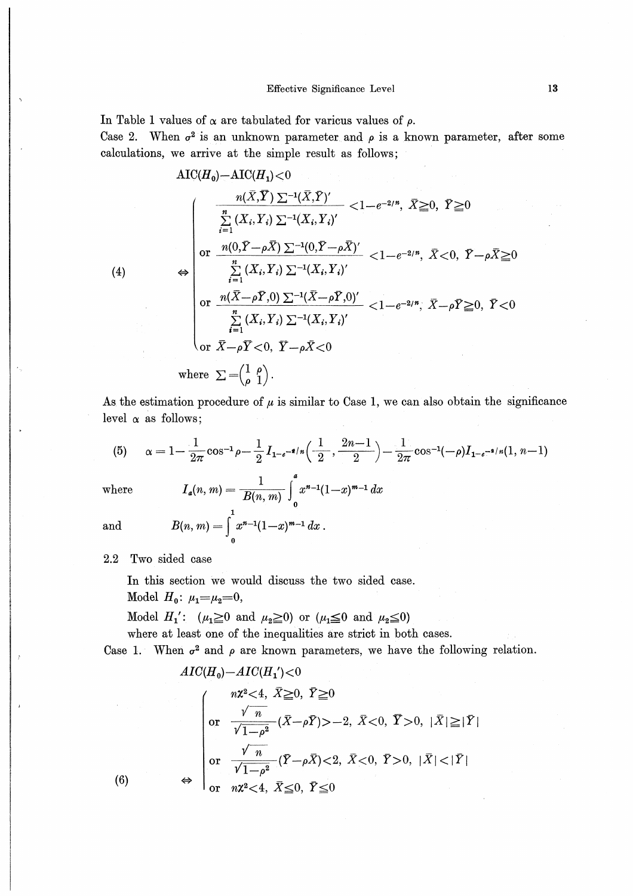In Table 1 values of $\alpha$ are tabulated for varicus values of $\rho$.

Case 2. When $\sigma^2$ is an unknown parameter and $\rho$ is a known parameter, after some calculations, we arrive at the simple result as follows;

$$\text{AIC}(H_0)-\text{AIC}(H_1)<0$$

$$(4) \quad \Leftrightarrow \begin{cases} \dfrac{n(\bar{X},\bar{Y})\Sigma^{-1}(\bar{X},\bar{Y})'}{\sum_{i=1}^{n}(X_i,Y_i)\Sigma^{-1}(X_i,Y_i)'}<1-e^{-2/n}, \ \bar{X}\geqq 0, \ \bar{Y}\geqq 0 \\ \text{or } \dfrac{n(0,\bar{Y}-\rho\bar{X})\Sigma^{-1}(0,\bar{Y}-\rho\bar{X})'}{\sum_{i=1}^{n}(X_i,Y_i)\Sigma^{-1}(X_i,Y_i)'}<1-e^{-2/n}, \ \bar{X}<0, \ \bar{Y}-\rho\bar{X}\geqq 0 \\ \text{or } \dfrac{n(\bar{X}-\rho\bar{Y},0)\Sigma^{-1}(\bar{X}-\rho\bar{Y},0)'}{\sum_{i=1}^{n}(X_i,Y_i)\Sigma^{-1}(X_i,Y_i)'}<1-e^{-2/n}; \ \bar{X}-\rho\bar{Y}\geqq 0, \ \bar{Y}<0 \\ \text{or } \bar{X}-\rho\bar{Y}<0, \ \bar{Y}-\rho\bar{X}<0 \end{cases}$$

where $\Sigma=\begin{pmatrix}1 & \rho \\ \rho & 1\end{pmatrix}$.

As the estimation procedure of $\mu$ is similar to Case 1, we can also obtain the significance level $\alpha$ as follows;

$$(5) \quad \alpha = 1-\frac{1}{2\pi}\cos^{-1}\rho-\frac{1}{2}I_{1-e^{-4/n}}\left(\frac{1}{2},\frac{2n-1}{2}\right)-\frac{1}{2\pi}\cos^{-1}(-\rho)I_{1-e^{-2/n}}(1, n-1)$$

where
$$I_a(n,m)=\frac{1}{B(n,m)}\int_0^a x^{n-1}(1-x)^{m-1}\,dx$$

and
$$B(n,m)=\int_0^1 x^{n-1}(1-x)^{m-1}\,dx.$$

## 2.2 Two sided case

In this section we would discuss the two sided case.

Model $H_0$: $\mu_1=\mu_2=0$,

Model $H_1'$: ($\mu_1\geqq 0$ and $\mu_2\geqq 0$) or ($\mu_1\leqq 0$ and $\mu_2\leqq 0$)

where at least one of the inequalities are strict in both cases.

Case 1. When $\sigma^2$ and $\rho$ are known parameters, we have the following relation.

$$AIC(H_0)-AIC(H_1')<0$$

$$(6) \quad \Leftrightarrow \begin{cases} n\chi^2<4, \ \bar{X}\geqq 0, \ \bar{Y}\geqq 0 \\ \text{or } \dfrac{\sqrt{n}}{\sqrt{1-\rho^2}}(\bar{X}-\rho\bar{Y})>-2, \ \bar{X}<0, \ \bar{Y}>0, \ |\bar{X}|\geqq|\bar{Y}| \\ \text{or } \dfrac{\sqrt{n}}{\sqrt{1-\rho^2}}(\bar{Y}-\rho\bar{X})<2, \ \bar{X}<0, \ \bar{Y}>0, \ |\bar{X}|<|\bar{Y}| \\ \text{or } n\chi^2<4, \ \bar{X}\leqq 0, \ \bar{Y}\leqq 0 \end{cases}$$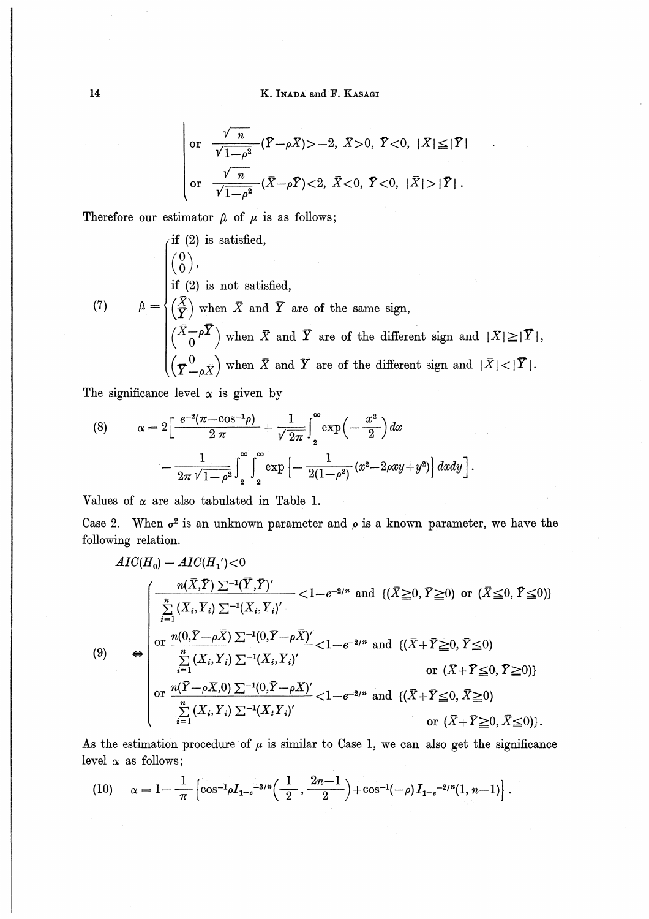$$
\begin{cases}
\text{or} \quad \dfrac{\sqrt{n}}{\sqrt{1-\rho^2}}(\bar{Y}-\rho\bar{X})>-2, \ \bar{X}>0, \ \bar{Y}<0, \ |\bar{X}|\leqq|\bar{Y}| \\
\text{or} \quad \dfrac{\sqrt{n}}{\sqrt{1-\rho^2}}(\bar{X}-\rho\bar{Y})<2, \ \bar{X}<0, \ \bar{Y}<0, \ |\bar{X}|>|\bar{Y}| .
\end{cases}
$$

Therefore our estimator $\hat{\mu}$ of $\mu$ is as follows;

$$
(7) \qquad \hat{\mu} = \begin{cases}
\text{if (2) is satisfied,} \\
\begin{pmatrix} 0 \\ 0 \end{pmatrix}, \\
\text{if (2) is not satisfied,} \\
\begin{pmatrix} \bar{X} \\ \bar{Y} \end{pmatrix} \text{ when } \bar{X} \text{ and } \bar{Y} \text{ are of the same sign,} \\
\begin{pmatrix} \bar{X}-\rho\bar{Y} \\ 0 \end{pmatrix} \text{ when } \bar{X} \text{ and } \bar{Y} \text{ are of the different sign and } |\bar{X}|\geqq|\bar{Y}|, \\
\begin{pmatrix} 0 \\ \bar{Y}-\rho\bar{X} \end{pmatrix} \text{ when } \bar{X} \text{ and } \bar{Y} \text{ are of the different sign and } |\bar{X}|<|\bar{Y}|.
\end{cases}
$$

The significance level $\alpha$ is given by

$$
(8) \qquad \alpha = 2\Big[\frac{e^{-2}(\pi-\cos^{-1}\rho)}{2\pi} + \frac{1}{\sqrt{2\pi}}\int_2^\infty \exp\Big(-\frac{x^2}{2}\Big)dx - \frac{1}{2\pi\sqrt{1-\rho^2}}\int_2^\infty\int_2^\infty \exp\Big\{-\frac{1}{2(1-\rho^2)}(x^2-2\rho xy+y^2)\Big\}\,dxdy\Big].
$$

Values of $\alpha$ are also tabulated in Table 1.

Case 2. When $\sigma^2$ is an unknown parameter and $\rho$ is a known parameter, we have the following relation.

$$
AIC(H_0) - AIC(H_1')<0
$$

$$
(9) \qquad \Leftrightarrow \begin{cases}
\dfrac{n(\bar{X},\bar{Y})\,\Sigma^{-1}(\bar{Y},\bar{Y})'}{\sum_{i=1}^{n}(X_i,Y_i)\,\Sigma^{-1}(X_i,Y_i)'}<1-e^{-2/n} \text{ and } \{(\bar{X}\geqq 0, \bar{Y}\geqq 0) \text{ or } (\bar{X}\leqq 0, \bar{Y}\leqq 0)\} \\
\text{or } \dfrac{n(0,\bar{Y}-\rho\bar{X})\,\Sigma^{-1}(0,\bar{Y}-\rho\bar{X})'}{\sum_{i=1}^{n}(X_i,Y_i)\,\Sigma^{-1}(X_i,Y_i)'}<1-e^{-2/n} \text{ and } \{(\bar{X}+\bar{Y}\geqq 0, \bar{Y}\leqq 0) \text{ or } (\bar{X}+\bar{Y}\leqq 0, \bar{Y}\geqq 0)\} \\
\text{or } \dfrac{n(\bar{Y}-\rho\bar{X},0)\,\Sigma^{-1}(0,\bar{Y}-\rho\bar{X})'}{\sum_{i=1}^{n}(X_i,Y_i)\,\Sigma^{-1}(X_iY_i)'}<1-e^{-2/n} \text{ and } \{(\bar{X}+\bar{Y}\leqq 0, \bar{X}\geqq 0) \text{ or } (\bar{X}+\bar{Y}\geqq 0, \bar{X}\leqq 0)\}.
\end{cases}
$$

As the estimation procedure of $\mu$ is similar to Case 1, we can also get the significance level $\alpha$ as follows;

$$
(10) \qquad \alpha = 1-\frac{1}{\pi}\Big\{\cos^{-1}\rho\, I_{1-e^{-3/n}}\Big(\frac{1}{2}, \frac{2n-1}{2}\Big)+\cos^{-1}(-\rho)\, I_{1-e^{-2/n}}(1, n-1)\Big\}.
$$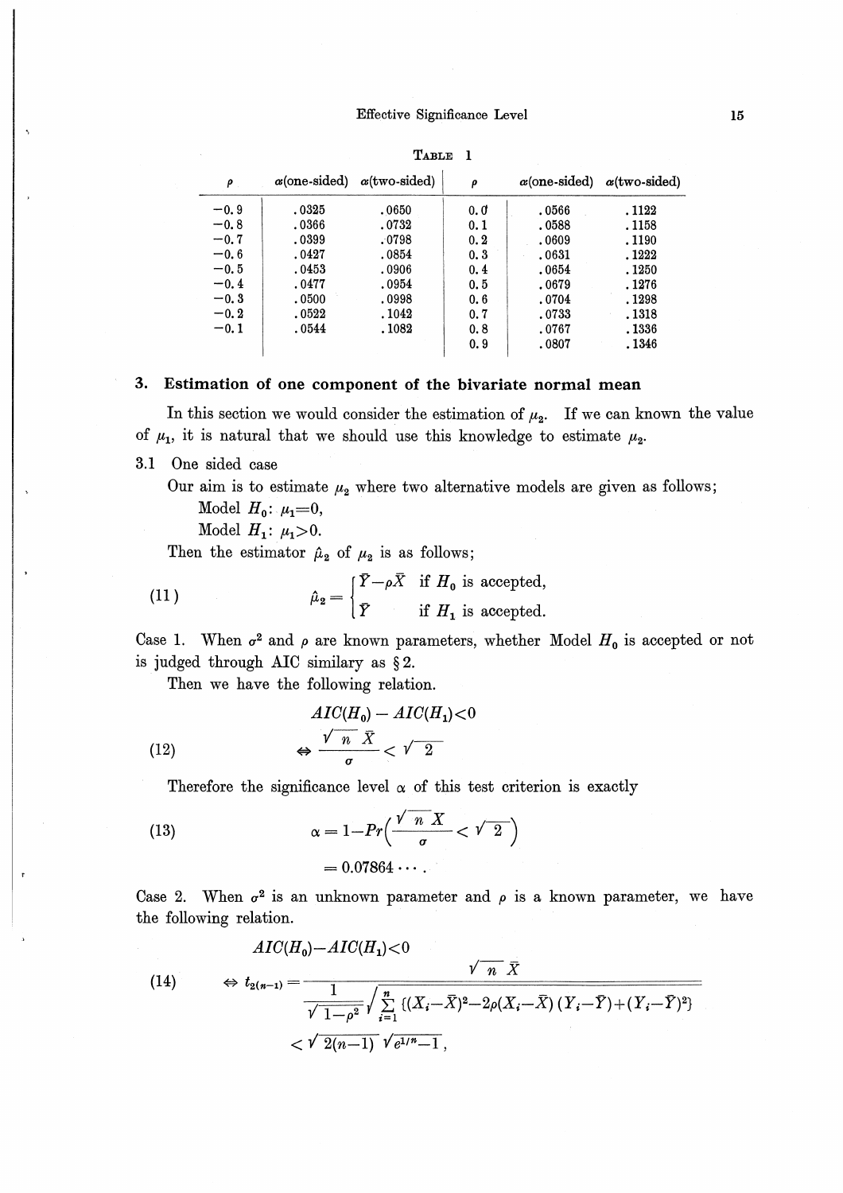**TABLE 1**

| $\rho$ | $\alpha$(one-sided) | $\alpha$(two-sided) | $\rho$ | $\alpha$(one-sided) | $\alpha$(two-sided) |
|---|---|---|---|---|---|
| −0.9 | .0325 | .0650 | 0.0 | .0566 | .1122 |
| −0.8 | .0366 | .0732 | 0.1 | .0588 | .1158 |
| −0.7 | .0399 | .0798 | 0.2 | .0609 | .1190 |
| −0.6 | .0427 | .0854 | 0.3 | .0631 | .1222 |
| −0.5 | .0453 | .0906 | 0.4 | .0654 | .1250 |
| −0.4 | .0477 | .0954 | 0.5 | .0679 | .1276 |
| −0.3 | .0500 | .0998 | 0.6 | .0704 | .1298 |
| −0.2 | .0522 | .1042 | 0.7 | .0733 | .1318 |
| −0.1 | .0544 | .1082 | 0.8 | .0767 | .1336 |
| | | | 0.9 | .0807 | .1346 |

## 3. Estimation of one component of the bivariate normal mean

In this section we would consider the estimation of $\mu_2$. If we can known the value of $\mu_1$, it is natural that we should use this knowledge to estimate $\mu_2$.

### 3.1 One sided case

Our aim is to estimate $\mu_2$ where two alternative models are given as follows;

Model $H_0$: $\mu_1=0$,

Model $H_1$: $\mu_1>0$.

Then the estimator $\hat{\mu}_2$ of $\mu_2$ is as follows;

$$\text{(11)} \qquad \hat{\mu}_2=\begin{cases} \bar{Y}-\rho\bar{X} & \text{if } H_0 \text{ is accepted,} \\ \bar{Y} & \text{if } H_1 \text{ is accepted.} \end{cases}$$

Case 1. When $\sigma^2$ and $\rho$ are known parameters, whether Model $H_0$ is accepted or not is judged through AIC similary as §2.

Then we have the following relation.

$$\text{(12)} \qquad \begin{aligned} & AIC(H_0)-AIC(H_1)<0 \\ \Leftrightarrow\ & \frac{\sqrt{n}\,\bar{X}}{\sigma}<\sqrt{2} \end{aligned}$$

Therefore the significance level $\alpha$ of this test criterion is exactly

$$\text{(13)} \qquad \begin{aligned} \alpha &= 1-Pr\left(\frac{\sqrt{n}\,X}{\sigma}<\sqrt{2}\right) \\ &= 0.07864\cdots. \end{aligned}$$

Case 2. When $\sigma^2$ is an unknown parameter and $\rho$ is a known parameter, we have the following relation.

$$\text{(14)} \qquad \begin{aligned} & AIC(H_0)-AIC(H_1)<0 \\ \Leftrightarrow\ & t_{2(n-1)}=\frac{\sqrt{n}\,\bar{X}}{\dfrac{1}{\sqrt{1-\rho^2}}\sqrt{\sum_{i=1}^{n}\{(X_i-\bar{X})^2-2\rho(X_i-\bar{X})(Y_i-\bar{Y})+(Y_i-\bar{Y})^2\}}} \\ & <\sqrt{2(n-1)}\,\sqrt{e^{1/n}-1}, \end{aligned}$$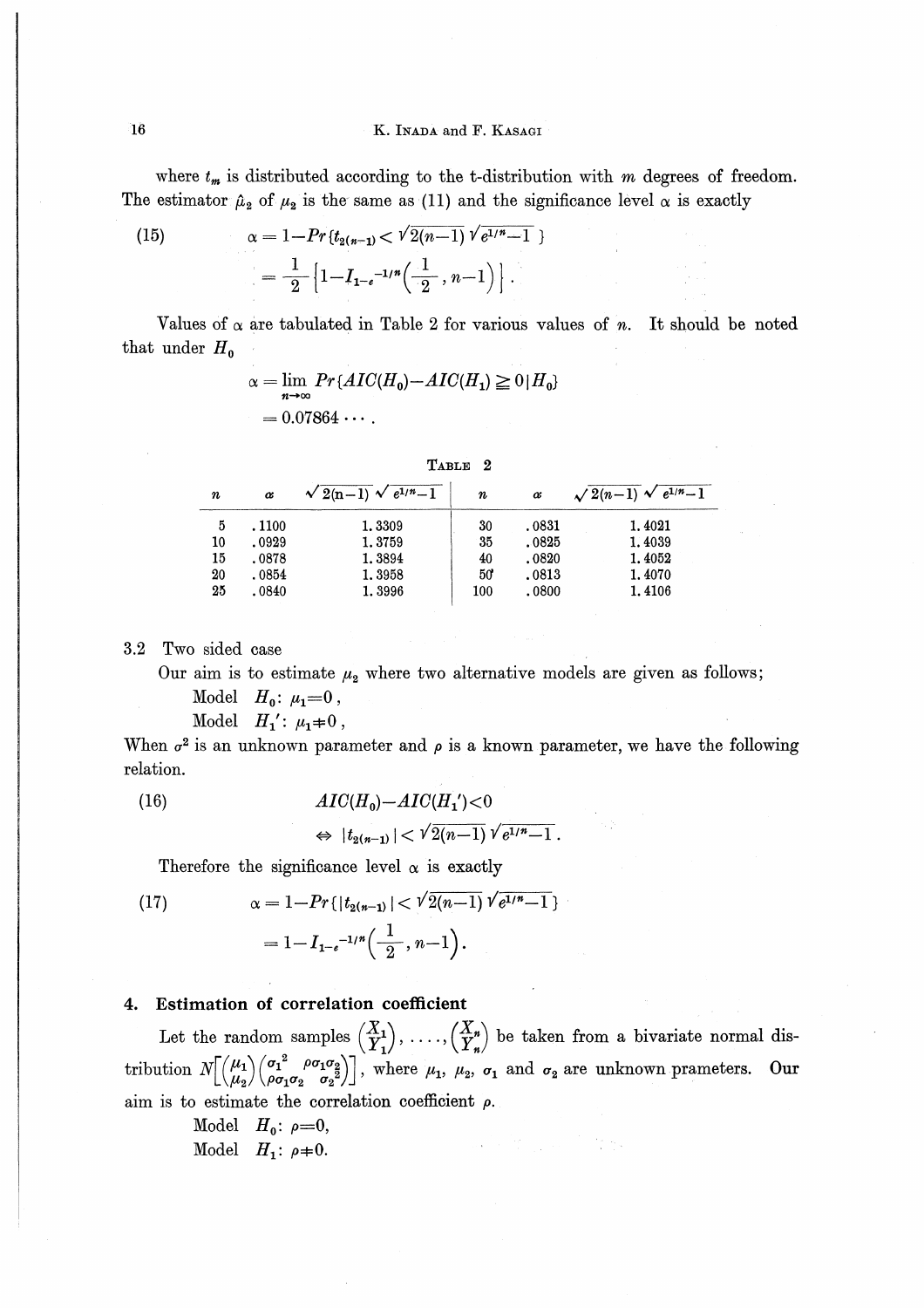where $t_m$ is distributed according to the t-distribution with $m$ degrees of freedom. The estimator $\hat{\mu}_2$ of $\mu_2$ is the same as (11) and the significance level $\alpha$ is exactly

$$\alpha = 1 - Pr\{t_{2(n-1)} < \sqrt{2(n-1)}\sqrt{e^{1/n}-1}\}$$
$$= \frac{1}{2}\left\{1 - I_{1-e^{-1/n}}\left(\frac{1}{2}, n-1\right)\right\}. \tag{15}$$

Values of $\alpha$ are tabulated in Table 2 for various values of $n$. It should be noted that under $H_0$

$$\alpha = \lim_{n\to\infty} Pr\{AIC(H_0) - AIC(H_1) \geqq 0 \mid H_0\}$$
$$= 0.07864 \cdots .$$

TABLE 2

| $n$ | $\alpha$ | $\sqrt{2(n-1)}\sqrt{e^{1/n}-1}$ | $n$ | $\alpha$ | $\sqrt{2(n-1)}\sqrt{e^{1/n}-1}$ |
|---|---|---|---|---|---|
| 5 | .1100 | 1.3309 | 30 | .0831 | 1.4021 |
| 10 | .0929 | 1.3759 | 35 | .0825 | 1.4039 |
| 15 | .0878 | 1.3894 | 40 | .0820 | 1.4052 |
| 20 | .0854 | 1.3958 | 50 | .0813 | 1.4070 |
| 25 | .0840 | 1.3996 | 100 | .0800 | 1.4106 |

3.2 Two sided case

Our aim is to estimate $\mu_2$ where two alternative models are given as follows;

Model $H_0$: $\mu_1 = 0$,

Model $H_1'$: $\mu_1 \neq 0$,

When $\sigma^2$ is an unknown parameter and $\rho$ is a known parameter, we have the following relation.

$$AIC(H_0) - AIC(H_1') < 0$$
$$\Leftrightarrow |t_{2(n-1)}| < \sqrt{2(n-1)}\sqrt{e^{1/n}-1}. \tag{16}$$

Therefore the significance level $\alpha$ is exactly

$$\alpha = 1 - Pr\{|t_{2(n-1)}| < \sqrt{2(n-1)}\sqrt{e^{1/n}-1}\}$$
$$= 1 - I_{1-e^{-1/n}}\left(\frac{1}{2}, n-1\right). \tag{17}$$

## 4. Estimation of correlation coefficient

Let the random samples $\binom{X_1}{Y_1}, \ldots, \binom{X_n}{Y_n}$ be taken from a bivariate normal distribution $N\left[\binom{\mu_1}{\mu_2}\begin{pmatrix}\sigma_1^2 & \rho\sigma_1\sigma_2 \\ \rho\sigma_1\sigma_2 & \sigma_2^2\end{pmatrix}\right]$, where $\mu_1$, $\mu_2$, $\sigma_1$ and $\sigma_2$ are unknown prameters. Our aim is to estimate the correlation coefficient $\rho$.

Model $H_0$: $\rho = 0$,

Model $H_1$: $\rho \neq 0$.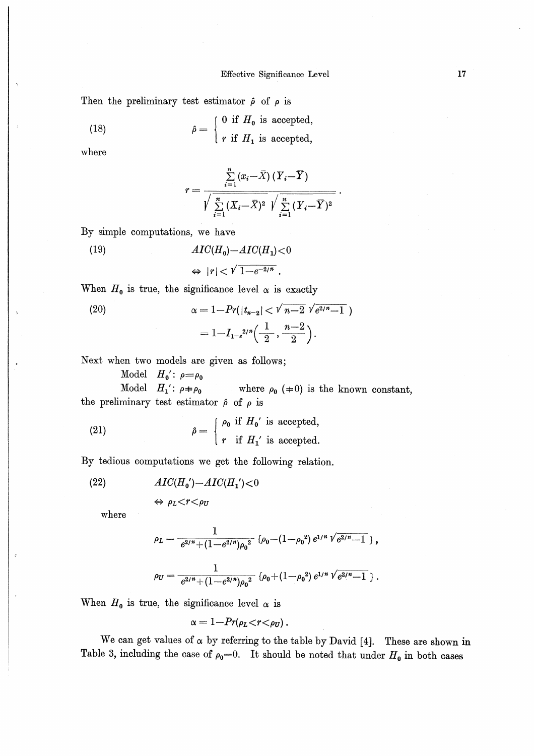Then the preliminary test estimator $\hat{\rho}$ of $\rho$ is

$$
\hat{\rho} = \begin{cases} 0 & \text{if } H_0 \text{ is accepted,} \\ r & \text{if } H_1 \text{ is accepted,} \end{cases} \tag{18}
$$

where

$$
r = \frac{\sum_{i=1}^{n} (x_i - \bar{X})(Y_i - \bar{Y})}{\sqrt{\sum_{i=1}^{n} (X_i - \bar{X})^2} \sqrt{\sum_{i=1}^{n} (Y_i - \bar{Y})^2}} .
$$

By simple computations, we have

$$
\begin{aligned}
&AIC(H_0) - AIC(H_1) < 0 \\
&\Leftrightarrow |r| < \sqrt{1 - e^{-2/n}} .
\end{aligned} \tag{19}
$$

When $H_0$ is true, the significance level $\alpha$ is exactly

$$
\begin{aligned}
\alpha &= 1 - Pr(|t_{n-2}| < \sqrt{n-2} \sqrt{e^{2/n} - 1}\ ) \\
&= 1 - I_{1-e^{2/n}}\left(\frac{1}{2}, \frac{n-2}{2}\right).
\end{aligned} \tag{20}
$$

Next when two models are given as follows;

Model $H_0'$: $\rho = \rho_0$

Model $H_1'$: $\rho \neq \rho_0$ where $\rho_0$ $(\neq 0)$ is the known constant,

the preliminary test estimator $\hat{\rho}$ of $\rho$ is

$$
\hat{\rho} = \begin{cases} \rho_0 & \text{if } H_0' \text{ is accepted,} \\ r & \text{if } H_1' \text{ is accepted.} \end{cases} \tag{21}
$$

By tedious computations we get the following relation.

$$
\begin{aligned}
&AIC(H_0') - AIC(H_1') < 0 \\
&\Leftrightarrow \rho_L < r < \rho_U
\end{aligned} \tag{22}
$$

where

$$
\rho_L = \frac{1}{e^{2/n} + (1 - e^{2/n})\rho_0^2} \{\rho_0 - (1 - \rho_0^2)\, e^{1/n} \sqrt{e^{2/n} - 1}\ \},
$$

$$
\rho_U = \frac{1}{e^{2/n} + (1 - e^{2/n})\rho_0^2} \{\rho_0 + (1 - \rho_0^2)\, e^{1/n} \sqrt{e^{2/n} - 1}\ \}.
$$

When $H_0$ is true, the significance level $\alpha$ is

$$
\alpha = 1 - Pr(\rho_L < r < \rho_U) .
$$

We can get values of $\alpha$ by referring to the table by David [4]. These are shown in Table 3, including the case of $\rho_0 = 0$. It should be noted that under $H_0$ in both cases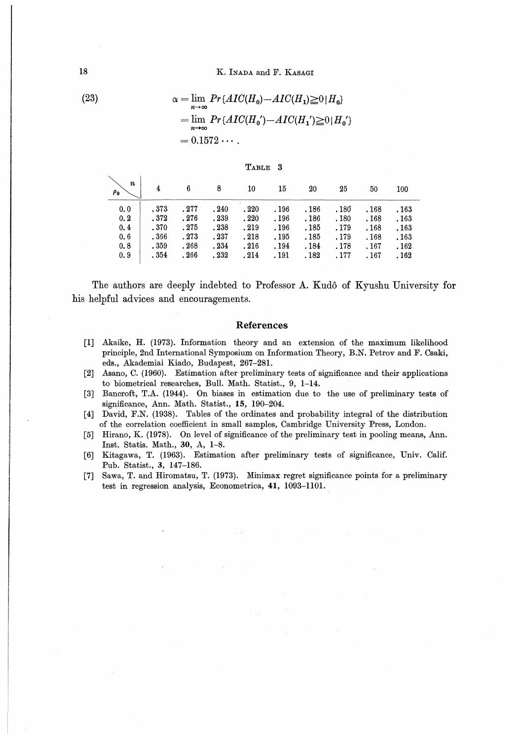$$
\begin{aligned}
(23) \qquad \alpha &= \lim_{n\to\infty} Pr\{AIC(H_0)-AIC(H_1)\geqq 0\,|\,H_0\} \\
&= \lim_{n\to\infty} Pr\{AIC(H_0')-AIC(H_1')\geqq 0\,|\,H_0'\} \\
&= 0.1572\cdots .
\end{aligned}
$$

TABLE 3

| $\rho_0$ \ $n$ | 4 | 6 | 8 | 10 | 15 | 20 | 25 | 50 | 100 |
|---|---|---|---|---|---|---|---|---|---|
| 0.0 | .373 | .277 | .240 | .220 | .196 | .186 | .180 | .168 | .163 |
| 0.2 | .372 | .276 | .239 | .220 | .196 | .186 | .180 | .168 | .163 |
| 0.4 | .370 | .275 | .238 | .219 | .196 | .185 | .179 | .168 | .163 |
| 0.6 | .366 | .273 | .237 | .218 | .195 | .185 | .179 | .168 | .163 |
| 0.8 | .359 | .268 | .234 | .216 | .194 | .184 | .178 | .167 | .162 |
| 0.9 | .354 | .266 | .232 | .214 | .191 | .182 | .177 | .167 | .162 |

The authors are deeply indebted to Professor A. Kudô of Kyushu University for his helpful advices and encouragements.

## References

[1] Akaike, H. (1973). Information theory and an extension of the maximum likelihood principle, 2nd International Symposium on Information Theory, B.N. Petrov and F. Csaki, eds., Akademiai Kiado, Budapest, 267–281.

[2] Asano, C. (1960). Estimation after preliminary tests of significance and their applications to biometrical researches, Bull. Math. Statist., 9, 1–14.

[3] Bancroft, T.A. (1944). On biases in estimation due to the use of preliminary tests of significance, Ann. Math. Statist., **15**, 190–204.

[4] David, F.N. (1938). Tables of the ordinates and probability integral of the distribution of the correlation coefficient in small samples, Cambridge University Press, London.

[5] Hirano, K. (1978). On level of significance of the preliminary test in pooling means, Ann. Inst. Statis. Math., **30**, A, 1–8.

[6] Kitagawa, T. (1963). Estimation after preliminary tests of significance, Univ. Calif. Pub. Statist., **3**, 147–186.

[7] Sawa, T. and Hiromatsu, T. (1973). Minimax regret significance points for a preliminary test in regression analysis, Econometrica, **41**, 1093–1101.